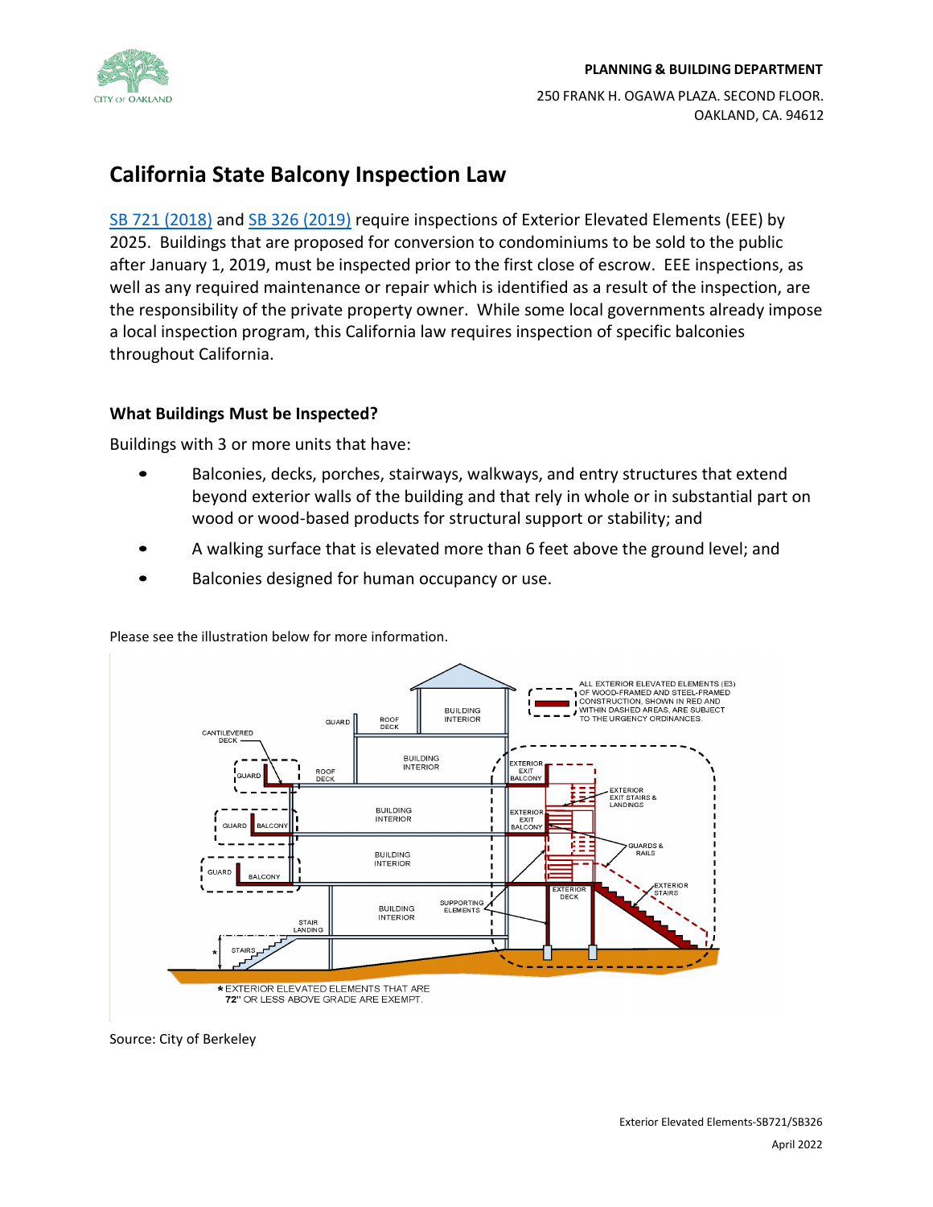# California State Balcony Inspection Law

SB 721 (2018) and SB 326 (2019) require inspections of Exterior Elevated Elements (EEE) by 2025. Buildings that are proposed for conversion to condominiums to be sold to the public after January 1, 2019, must be inspected prior to the first close of escrow. EEE inspections, as well as any required maintenance or repair which is identified as a result of the inspection, are the responsibility of the private property owner. While some local governments already impose a local inspection program, this California law requires inspection of specific balconies throughout California.

### What Buildings Must be Inspected?

Buildings with 3 or more units that have:

- Balconies, decks, porches, stairways, walkways, and entry structures that extend beyond exterior walls of the building and that rely in whole or in substantial part on wood or wood-based products for structural support or stability; and
- A walking surface that is elevated more than 6 feet above the ground level; and
- Balconies designed for human occupancy or use.

Please see the illustration below for more information.

Source: City of Berkeley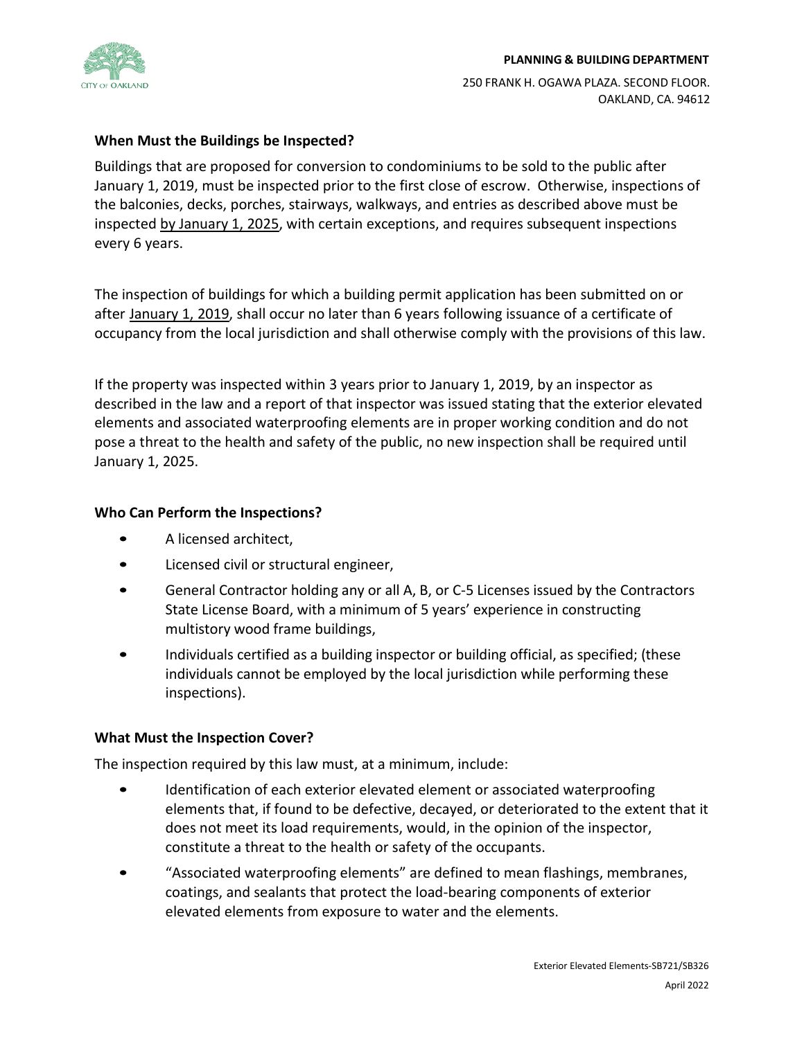### When Must the Buildings be Inspected?

Buildings that are proposed for conversion to condominiums to be sold to the public after January 1, 2019, must be inspected prior to the first close of escrow. Otherwise, inspections of the balconies, decks, porches, stairways, walkways, and entries as described above must be inspected by January 1, 2025, with certain exceptions, and requires subsequent inspections every 6 years.

The inspection of buildings for which a building permit application has been submitted on or after January 1, 2019, shall occur no later than 6 years following issuance of a certificate of occupancy from the local jurisdiction and shall otherwise comply with the provisions of this law.

If the property was inspected within 3 years prior to January 1, 2019, by an inspector as described in the law and a report of that inspector was issued stating that the exterior elevated elements and associated waterproofing elements are in proper working condition and do not pose a threat to the health and safety of the public, no new inspection shall be required until January 1, 2025.

### Who Can Perform the Inspections?

- A licensed architect,
- Licensed civil or structural engineer,
- General Contractor holding any or all A, B, or C-5 Licenses issued by the Contractors State License Board, with a minimum of 5 years' experience in constructing multistory wood frame buildings,
- Individuals certified as a building inspector or building official, as specified; (these individuals cannot be employed by the local jurisdiction while performing these inspections).

### What Must the Inspection Cover?

The inspection required by this law must, at a minimum, include:

- Identification of each exterior elevated element or associated waterproofing elements that, if found to be defective, decayed, or deteriorated to the extent that it does not meet its load requirements, would, in the opinion of the inspector, constitute a threat to the health or safety of the occupants.
- "Associated waterproofing elements" are defined to mean flashings, membranes, coatings, and sealants that protect the load-bearing components of exterior elevated elements from exposure to water and the elements.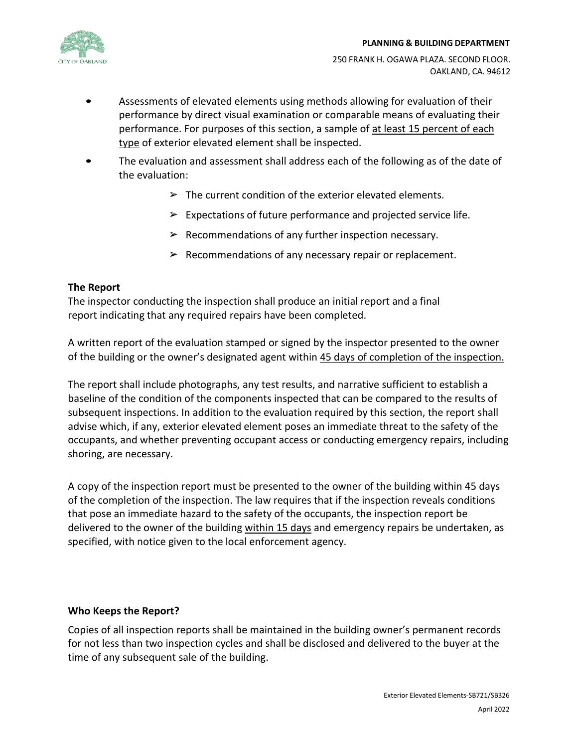- Assessments of elevated elements using methods allowing for evaluation of their performance by direct visual examination or comparable means of evaluating their performance. For purposes of this section, a sample of at least 15 percent of each type of exterior elevated element shall be inspected.
- The evaluation and assessment shall address each of the following as of the date of the evaluation:
  - ➢ The current condition of the exterior elevated elements.
  - ➢ Expectations of future performance and projected service life.
  - ➢ Recommendations of any further inspection necessary.
  - ➢ Recommendations of any necessary repair or replacement.

**The Report**

The inspector conducting the inspection shall produce an initial report and a final report indicating that any required repairs have been completed.

A written report of the evaluation stamped or signed by the inspector presented to the owner of the building or the owner's designated agent within 45 days of completion of the inspection.

The report shall include photographs, any test results, and narrative sufficient to establish a baseline of the condition of the components inspected that can be compared to the results of subsequent inspections. In addition to the evaluation required by this section, the report shall advise which, if any, exterior elevated element poses an immediate threat to the safety of the occupants, and whether preventing occupant access or conducting emergency repairs, including shoring, are necessary.

A copy of the inspection report must be presented to the owner of the building within 45 days of the completion of the inspection. The law requires that if the inspection reveals conditions that pose an immediate hazard to the safety of the occupants, the inspection report be delivered to the owner of the building within 15 days and emergency repairs be undertaken, as specified, with notice given to the local enforcement agency.

**Who Keeps the Report?**

Copies of all inspection reports shall be maintained in the building owner's permanent records for not less than two inspection cycles and shall be disclosed and delivered to the buyer at the time of any subsequent sale of the building.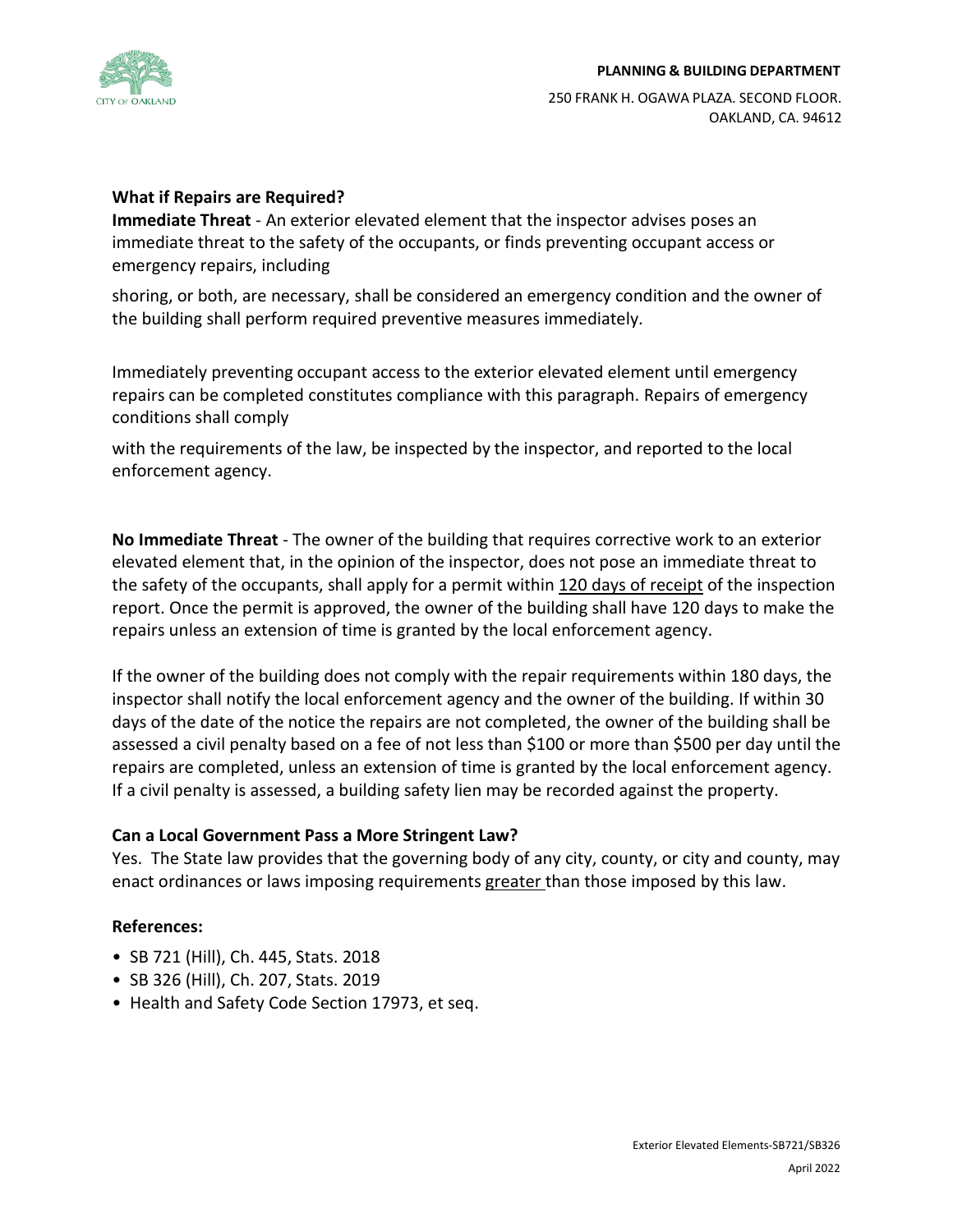### What if Repairs are Required?

**Immediate Threat** - An exterior elevated element that the inspector advises poses an immediate threat to the safety of the occupants, or finds preventing occupant access or emergency repairs, including

shoring, or both, are necessary, shall be considered an emergency condition and the owner of the building shall perform required preventive measures immediately.

Immediately preventing occupant access to the exterior elevated element until emergency repairs can be completed constitutes compliance with this paragraph. Repairs of emergency conditions shall comply

with the requirements of the law, be inspected by the inspector, and reported to the local enforcement agency.

**No Immediate Threat** - The owner of the building that requires corrective work to an exterior elevated element that, in the opinion of the inspector, does not pose an immediate threat to the safety of the occupants, shall apply for a permit within 120 days of receipt of the inspection report. Once the permit is approved, the owner of the building shall have 120 days to make the repairs unless an extension of time is granted by the local enforcement agency.

If the owner of the building does not comply with the repair requirements within 180 days, the inspector shall notify the local enforcement agency and the owner of the building. If within 30 days of the date of the notice the repairs are not completed, the owner of the building shall be assessed a civil penalty based on a fee of not less than $100 or more than $500 per day until the repairs are completed, unless an extension of time is granted by the local enforcement agency. If a civil penalty is assessed, a building safety lien may be recorded against the property.

### Can a Local Government Pass a More Stringent Law?

Yes. The State law provides that the governing body of any city, county, or city and county, may enact ordinances or laws imposing requirements greater than those imposed by this law.

### References:

- SB 721 (Hill), Ch. 445, Stats. 2018
- SB 326 (Hill), Ch. 207, Stats. 2019
- Health and Safety Code Section 17973, et seq.